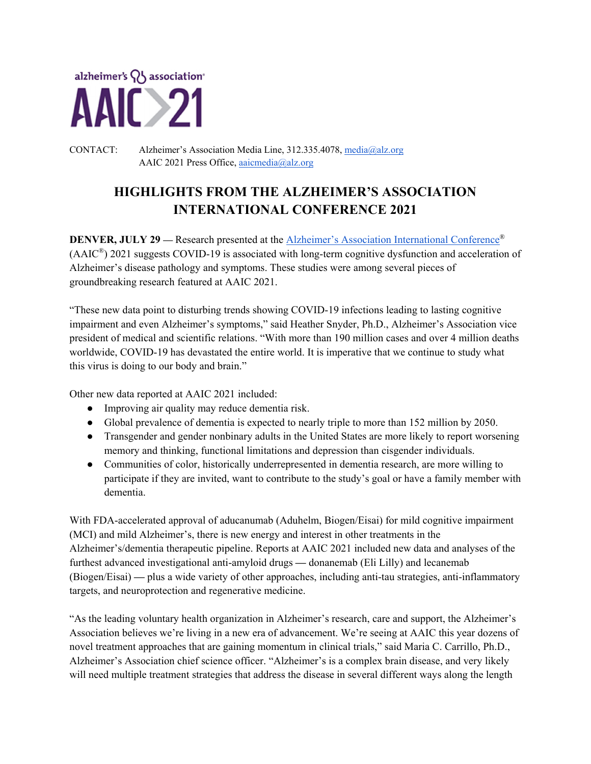alzheimer's association

AAIC>21

CONTACT: Alzheimer's Association Media Line, 312.335.4078, media@alz.org
AAIC 2021 Press Office, aaicmedia@alz.org

# HIGHLIGHTS FROM THE ALZHEIMER'S ASSOCIATION INTERNATIONAL CONFERENCE 2021

**DENVER, JULY 29 —** Research presented at the Alzheimer's Association International Conference® (AAIC®) 2021 suggests COVID-19 is associated with long-term cognitive dysfunction and acceleration of Alzheimer's disease pathology and symptoms. These studies were among several pieces of groundbreaking research featured at AAIC 2021.

"These new data point to disturbing trends showing COVID-19 infections leading to lasting cognitive impairment and even Alzheimer's symptoms," said Heather Snyder, Ph.D., Alzheimer's Association vice president of medical and scientific relations. "With more than 190 million cases and over 4 million deaths worldwide, COVID-19 has devastated the entire world. It is imperative that we continue to study what this virus is doing to our body and brain."

Other new data reported at AAIC 2021 included:

- Improving air quality may reduce dementia risk.
- Global prevalence of dementia is expected to nearly triple to more than 152 million by 2050.
- Transgender and gender nonbinary adults in the United States are more likely to report worsening memory and thinking, functional limitations and depression than cisgender individuals.
- Communities of color, historically underrepresented in dementia research, are more willing to participate if they are invited, want to contribute to the study's goal or have a family member with dementia.

With FDA-accelerated approval of aducanumab (Aduhelm, Biogen/Eisai) for mild cognitive impairment (MCI) and mild Alzheimer's, there is new energy and interest in other treatments in the Alzheimer's/dementia therapeutic pipeline. Reports at AAIC 2021 included new data and analyses of the furthest advanced investigational anti-amyloid drugs — donanemab (Eli Lilly) and lecanemab (Biogen/Eisai) — plus a wide variety of other approaches, including anti-tau strategies, anti-inflammatory targets, and neuroprotection and regenerative medicine.

"As the leading voluntary health organization in Alzheimer's research, care and support, the Alzheimer's Association believes we're living in a new era of advancement. We're seeing at AAIC this year dozens of novel treatment approaches that are gaining momentum in clinical trials," said Maria C. Carrillo, Ph.D., Alzheimer's Association chief science officer. "Alzheimer's is a complex brain disease, and very likely will need multiple treatment strategies that address the disease in several different ways along the length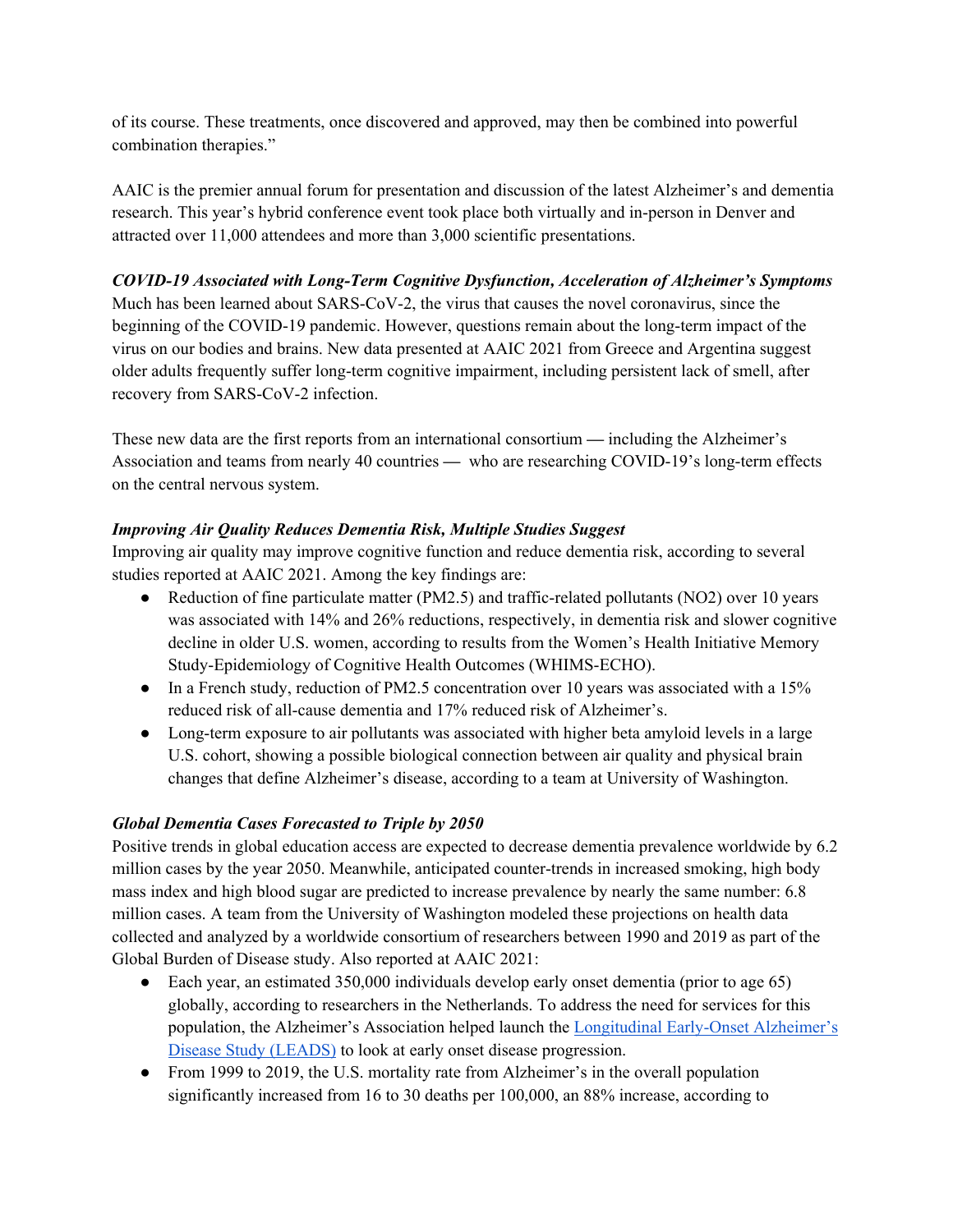of its course. These treatments, once discovered and approved, may then be combined into powerful combination therapies."

AAIC is the premier annual forum for presentation and discussion of the latest Alzheimer's and dementia research. This year's hybrid conference event took place both virtually and in-person in Denver and attracted over 11,000 attendees and more than 3,000 scientific presentations.

***COVID-19 Associated with Long-Term Cognitive Dysfunction, Acceleration of Alzheimer's Symptoms***

Much has been learned about SARS-CoV-2, the virus that causes the novel coronavirus, since the beginning of the COVID-19 pandemic. However, questions remain about the long-term impact of the virus on our bodies and brains. New data presented at AAIC 2021 from Greece and Argentina suggest older adults frequently suffer long-term cognitive impairment, including persistent lack of smell, after recovery from SARS-CoV-2 infection.

These new data are the first reports from an international consortium — including the Alzheimer's Association and teams from nearly 40 countries — who are researching COVID-19's long-term effects on the central nervous system.

***Improving Air Quality Reduces Dementia Risk, Multiple Studies Suggest***

Improving air quality may improve cognitive function and reduce dementia risk, according to several studies reported at AAIC 2021. Among the key findings are:

- Reduction of fine particulate matter (PM2.5) and traffic-related pollutants ($NO_2$) over 10 years was associated with 14% and 26% reductions, respectively, in dementia risk and slower cognitive decline in older U.S. women, according to results from the Women's Health Initiative Memory Study-Epidemiology of Cognitive Health Outcomes (WHIMS-ECHO).
- In a French study, reduction of PM2.5 concentration over 10 years was associated with a 15% reduced risk of all-cause dementia and 17% reduced risk of Alzheimer's.
- Long-term exposure to air pollutants was associated with higher beta amyloid levels in a large U.S. cohort, showing a possible biological connection between air quality and physical brain changes that define Alzheimer's disease, according to a team at University of Washington.

***Global Dementia Cases Forecasted to Triple by 2050***

Positive trends in global education access are expected to decrease dementia prevalence worldwide by 6.2 million cases by the year 2050. Meanwhile, anticipated counter-trends in increased smoking, high body mass index and high blood sugar are predicted to increase prevalence by nearly the same number: 6.8 million cases. A team from the University of Washington modeled these projections on health data collected and analyzed by a worldwide consortium of researchers between 1990 and 2019 as part of the Global Burden of Disease study. Also reported at AAIC 2021:

- Each year, an estimated 350,000 individuals develop early onset dementia (prior to age 65) globally, according to researchers in the Netherlands. To address the need for services for this population, the Alzheimer's Association helped launch the [Longitudinal Early-Onset Alzheimer's Disease Study (LEADS)]() to look at early onset disease progression.
- From 1999 to 2019, the U.S. mortality rate from Alzheimer's in the overall population significantly increased from 16 to 30 deaths per 100,000, an 88% increase, according to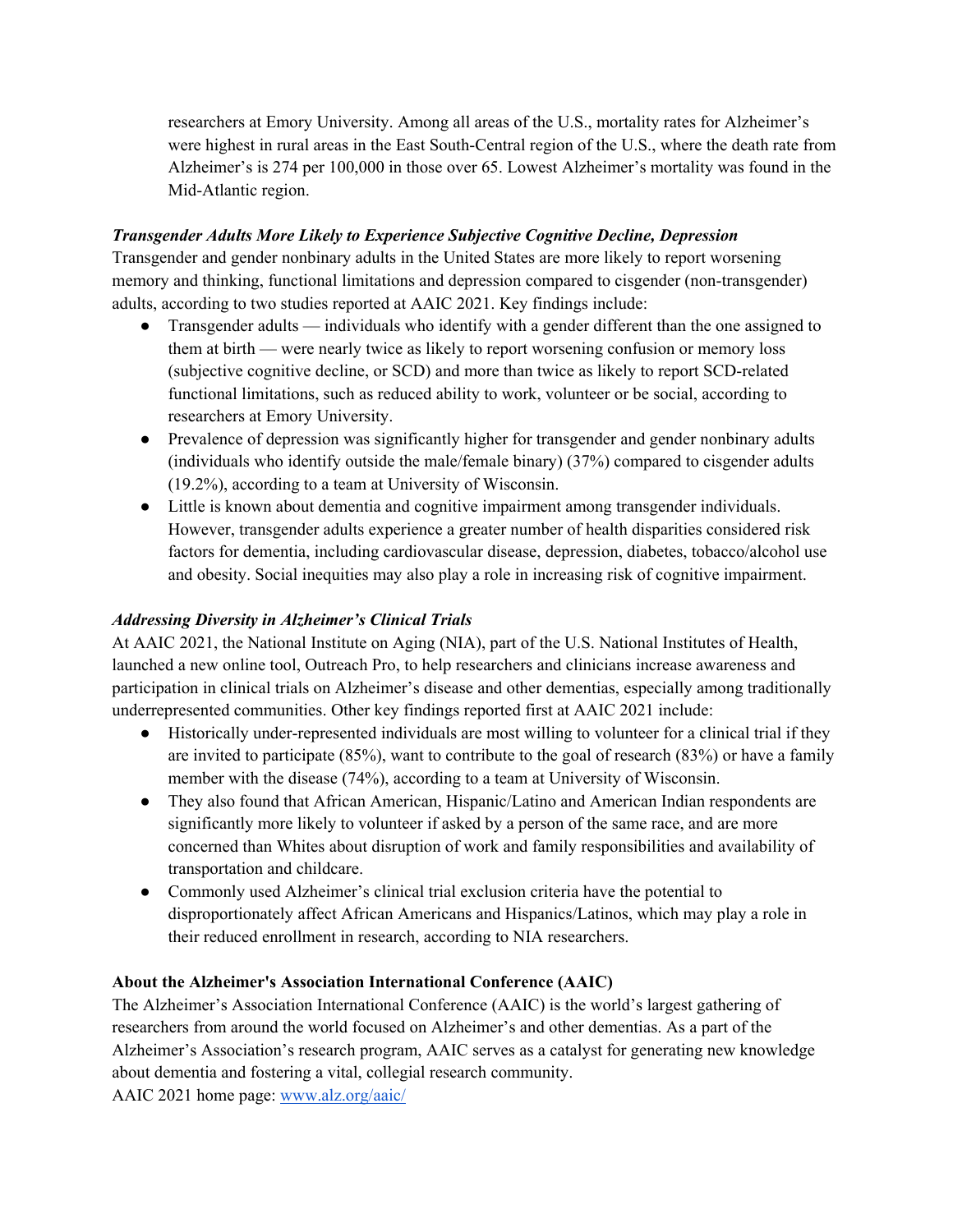researchers at Emory University. Among all areas of the U.S., mortality rates for Alzheimer's were highest in rural areas in the East South-Central region of the U.S., where the death rate from Alzheimer's is 274 per 100,000 in those over 65. Lowest Alzheimer's mortality was found in the Mid-Atlantic region.

***Transgender Adults More Likely to Experience Subjective Cognitive Decline, Depression***

Transgender and gender nonbinary adults in the United States are more likely to report worsening memory and thinking, functional limitations and depression compared to cisgender (non-transgender) adults, according to two studies reported at AAIC 2021. Key findings include:

- Transgender adults — individuals who identify with a gender different than the one assigned to them at birth — were nearly twice as likely to report worsening confusion or memory loss (subjective cognitive decline, or SCD) and more than twice as likely to report SCD-related functional limitations, such as reduced ability to work, volunteer or be social, according to researchers at Emory University.
- Prevalence of depression was significantly higher for transgender and gender nonbinary adults (individuals who identify outside the male/female binary) (37%) compared to cisgender adults (19.2%), according to a team at University of Wisconsin.
- Little is known about dementia and cognitive impairment among transgender individuals. However, transgender adults experience a greater number of health disparities considered risk factors for dementia, including cardiovascular disease, depression, diabetes, tobacco/alcohol use and obesity. Social inequities may also play a role in increasing risk of cognitive impairment.

***Addressing Diversity in Alzheimer's Clinical Trials***

At AAIC 2021, the National Institute on Aging (NIA), part of the U.S. National Institutes of Health, launched a new online tool, Outreach Pro, to help researchers and clinicians increase awareness and participation in clinical trials on Alzheimer's disease and other dementias, especially among traditionally underrepresented communities. Other key findings reported first at AAIC 2021 include:

- Historically under-represented individuals are most willing to volunteer for a clinical trial if they are invited to participate (85%), want to contribute to the goal of research (83%) or have a family member with the disease (74%), according to a team at University of Wisconsin.
- They also found that African American, Hispanic/Latino and American Indian respondents are significantly more likely to volunteer if asked by a person of the same race, and are more concerned than Whites about disruption of work and family responsibilities and availability of transportation and childcare.
- Commonly used Alzheimer's clinical trial exclusion criteria have the potential to disproportionately affect African Americans and Hispanics/Latinos, which may play a role in their reduced enrollment in research, according to NIA researchers.

**About the Alzheimer's Association International Conference (AAIC)**

The Alzheimer's Association International Conference (AAIC) is the world's largest gathering of researchers from around the world focused on Alzheimer's and other dementias. As a part of the Alzheimer's Association's research program, AAIC serves as a catalyst for generating new knowledge about dementia and fostering a vital, collegial research community.

AAIC 2021 home page: [www.alz.org/aaic/](www.alz.org/aaic/)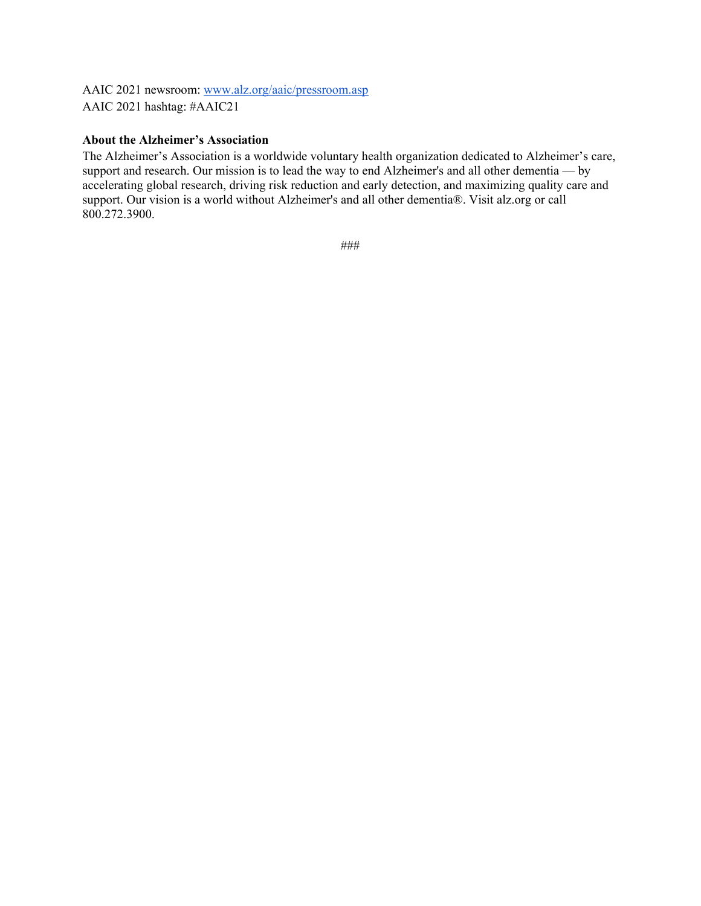AAIC 2021 newsroom: [www.alz.org/aaic/pressroom.asp](http://www.alz.org/aaic/pressroom.asp)
AAIC 2021 hashtag: #AAIC21

**About the Alzheimer's Association**
The Alzheimer's Association is a worldwide voluntary health organization dedicated to Alzheimer's care, support and research. Our mission is to lead the way to end Alzheimer's and all other dementia — by accelerating global research, driving risk reduction and early detection, and maximizing quality care and support. Our vision is a world without Alzheimer's and all other dementia®. Visit alz.org or call 800.272.3900.

###